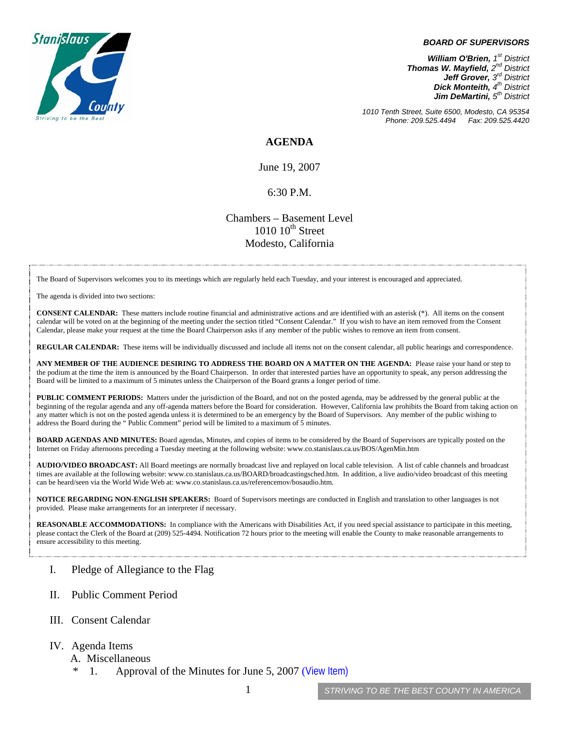**BOARD OF SUPERVISORS**

***William O'Brien,*** *1st District*
***Thomas W. Mayfield,*** *2nd District*
***Jeff Grover,*** *3rd District*
***Dick Monteith,*** *4th District*
***Jim DeMartini,*** *5th District*

*1010 Tenth Street, Suite 6500, Modesto, CA 95354*
*Phone: 209.525.4494 Fax: 209.525.4420*

# AGENDA

June 19, 2007

6:30 P.M.

Chambers – Basement Level
1010 10th Street
Modesto, California

The Board of Supervisors welcomes you to its meetings which are regularly held each Tuesday, and your interest is encouraged and appreciated.

The agenda is divided into two sections:

**CONSENT CALENDAR:** These matters include routine financial and administrative actions and are identified with an asterisk (*). All items on the consent calendar will be voted on at the beginning of the meeting under the section titled "Consent Calendar." If you wish to have an item removed from the Consent Calendar, please make your request at the time the Board Chairperson asks if any member of the public wishes to remove an item from consent.

**REGULAR CALENDAR:** These items will be individually discussed and include all items not on the consent calendar, all public hearings and correspondence.

**ANY MEMBER OF THE AUDIENCE DESIRING TO ADDRESS THE BOARD ON A MATTER ON THE AGENDA:** Please raise your hand or step to the podium at the time the item is announced by the Board Chairperson. In order that interested parties have an opportunity to speak, any person addressing the Board will be limited to a maximum of 5 minutes unless the Chairperson of the Board grants a longer period of time.

**PUBLIC COMMENT PERIODS:** Matters under the jurisdiction of the Board, and not on the posted agenda, may be addressed by the general public at the beginning of the regular agenda and any off-agenda matters before the Board for consideration. However, California law prohibits the Board from taking action on any matter which is not on the posted agenda unless it is determined to be an emergency by the Board of Supervisors. Any member of the public wishing to address the Board during the " Public Comment" period will be limited to a maximum of 5 minutes.

**BOARD AGENDAS AND MINUTES:** Board agendas, Minutes, and copies of items to be considered by the Board of Supervisors are typically posted on the Internet on Friday afternoons preceding a Tuesday meeting at the following website: www.co.stanislaus.ca.us/BOS/AgenMin.htm

**AUDIO/VIDEO BROADCAST:** All Board meetings are normally broadcast live and replayed on local cable television. A list of cable channels and broadcast times are available at the following website: www.co.stanislaus.ca.us/BOARD/broadcastingsched.htm. In addition, a live audio/video broadcast of this meeting can be heard/seen via the World Wide Web at: www.co.stanislaus.ca.us/referencemov/bosaudio.htm.

**NOTICE REGARDING NON-ENGLISH SPEAKERS:** Board of Supervisors meetings are conducted in English and translation to other languages is not provided. Please make arrangements for an interpreter if necessary.

**REASONABLE ACCOMMODATIONS:** In compliance with the Americans with Disabilities Act, if you need special assistance to participate in this meeting, please contact the Clerk of the Board at (209) 525-4494. Notification 72 hours prior to the meeting will enable the County to make reasonable arrangements to ensure accessibility to this meeting.

I. Pledge of Allegiance to the Flag

II. Public Comment Period

III. Consent Calendar

IV. Agenda Items

A. Miscellaneous

\* 1. Approval of the Minutes for June 5, 2007 (View Item)

STRIVING TO BE THE BEST COUNTY IN AMERICA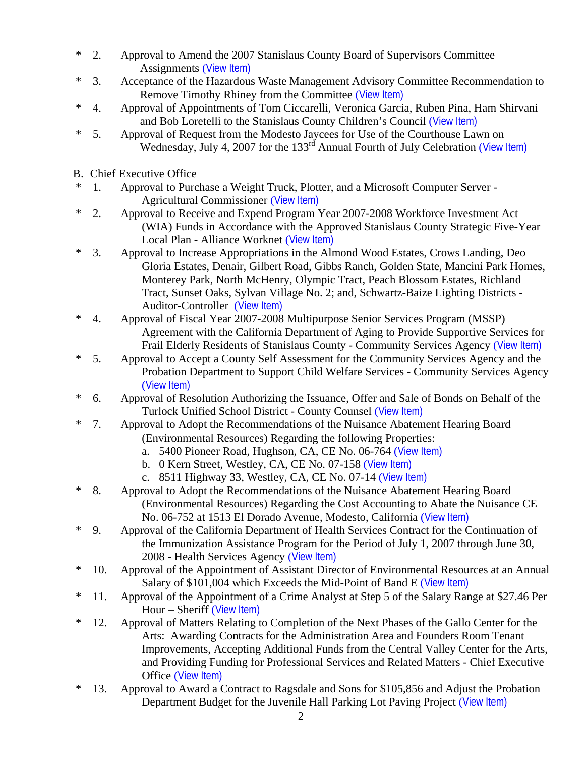\* 2. Approval to Amend the 2007 Stanislaus County Board of Supervisors Committee Assignments (View Item)

\* 3. Acceptance of the Hazardous Waste Management Advisory Committee Recommendation to Remove Timothy Rhiney from the Committee (View Item)

\* 4. Approval of Appointments of Tom Ciccarelli, Veronica Garcia, Ruben Pina, Ham Shirvani and Bob Loretelli to the Stanislaus County Children's Council (View Item)

\* 5. Approval of Request from the Modesto Jaycees for Use of the Courthouse Lawn on Wednesday, July 4, 2007 for the 133rd Annual Fourth of July Celebration (View Item)

B. Chief Executive Office

\* 1. Approval to Purchase a Weight Truck, Plotter, and a Microsoft Computer Server - Agricultural Commissioner (View Item)

\* 2. Approval to Receive and Expend Program Year 2007-2008 Workforce Investment Act (WIA) Funds in Accordance with the Approved Stanislaus County Strategic Five-Year Local Plan - Alliance Worknet (View Item)

\* 3. Approval to Increase Appropriations in the Almond Wood Estates, Crows Landing, Deo Gloria Estates, Denair, Gilbert Road, Gibbs Ranch, Golden State, Mancini Park Homes, Monterey Park, North McHenry, Olympic Tract, Peach Blossom Estates, Richland Tract, Sunset Oaks, Sylvan Village No. 2; and, Schwartz-Baize Lighting Districts - Auditor-Controller (View Item)

\* 4. Approval of Fiscal Year 2007-2008 Multipurpose Senior Services Program (MSSP) Agreement with the California Department of Aging to Provide Supportive Services for Frail Elderly Residents of Stanislaus County - Community Services Agency (View Item)

\* 5. Approval to Accept a County Self Assessment for the Community Services Agency and the Probation Department to Support Child Welfare Services - Community Services Agency (View Item)

\* 6. Approval of Resolution Authorizing the Issuance, Offer and Sale of Bonds on Behalf of the Turlock Unified School District - County Counsel (View Item)

\* 7. Approval to Adopt the Recommendations of the Nuisance Abatement Hearing Board (Environmental Resources) Regarding the following Properties:
   a. 5400 Pioneer Road, Hughson, CA, CE No. 06-764 (View Item)
   b. 0 Kern Street, Westley, CA, CE No. 07-158 (View Item)
   c. 8511 Highway 33, Westley, CA, CE No. 07-14 (View Item)

\* 8. Approval to Adopt the Recommendations of the Nuisance Abatement Hearing Board (Environmental Resources) Regarding the Cost Accounting to Abate the Nuisance CE No. 06-752 at 1513 El Dorado Avenue, Modesto, California (View Item)

\* 9. Approval of the California Department of Health Services Contract for the Continuation of the Immunization Assistance Program for the Period of July 1, 2007 through June 30, 2008 - Health Services Agency (View Item)

\* 10. Approval of the Appointment of Assistant Director of Environmental Resources at an Annual Salary of $101,004 which Exceeds the Mid-Point of Band E (View Item)

\* 11. Approval of the Appointment of a Crime Analyst at Step 5 of the Salary Range at $27.46 Per Hour – Sheriff (View Item)

\* 12. Approval of Matters Relating to Completion of the Next Phases of the Gallo Center for the Arts: Awarding Contracts for the Administration Area and Founders Room Tenant Improvements, Accepting Additional Funds from the Central Valley Center for the Arts, and Providing Funding for Professional Services and Related Matters - Chief Executive Office (View Item)

\* 13. Approval to Award a Contract to Ragsdale and Sons for $105,856 and Adjust the Probation Department Budget for the Juvenile Hall Parking Lot Paving Project (View Item)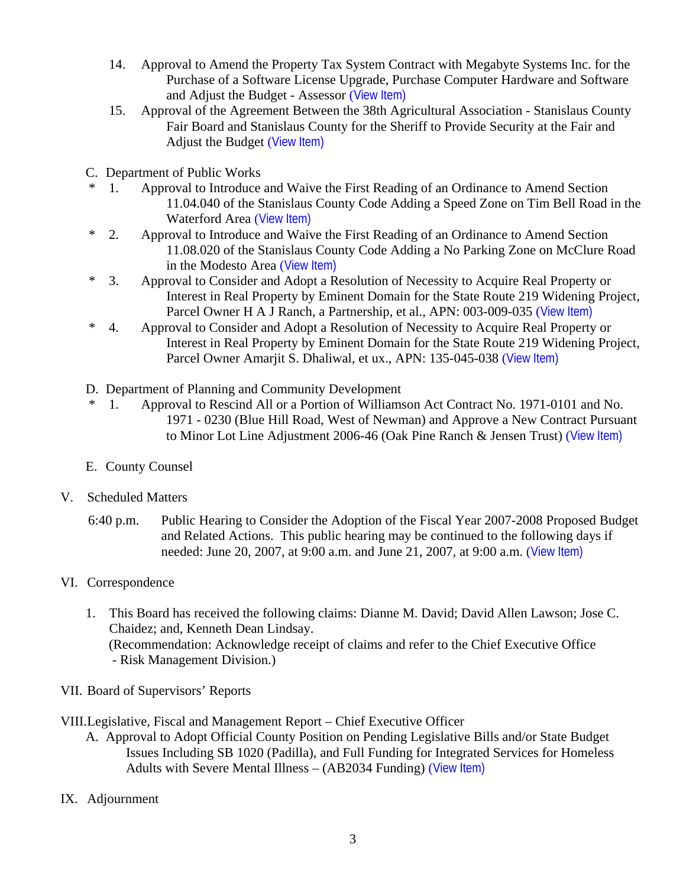14. Approval to Amend the Property Tax System Contract with Megabyte Systems Inc. for the Purchase of a Software License Upgrade, Purchase Computer Hardware and Software and Adjust the Budget - Assessor (View Item)
15. Approval of the Agreement Between the 38th Agricultural Association - Stanislaus County Fair Board and Stanislaus County for the Sheriff to Provide Security at the Fair and Adjust the Budget (View Item)

C. Department of Public Works

\* 1. Approval to Introduce and Waive the First Reading of an Ordinance to Amend Section 11.04.040 of the Stanislaus County Code Adding a Speed Zone on Tim Bell Road in the Waterford Area (View Item)

\* 2. Approval to Introduce and Waive the First Reading of an Ordinance to Amend Section 11.08.020 of the Stanislaus County Code Adding a No Parking Zone on McClure Road in the Modesto Area (View Item)

\* 3. Approval to Consider and Adopt a Resolution of Necessity to Acquire Real Property or Interest in Real Property by Eminent Domain for the State Route 219 Widening Project, Parcel Owner H A J Ranch, a Partnership, et al., APN: 003-009-035 (View Item)

\* 4. Approval to Consider and Adopt a Resolution of Necessity to Acquire Real Property or Interest in Real Property by Eminent Domain for the State Route 219 Widening Project, Parcel Owner Amarjit S. Dhaliwal, et ux., APN: 135-045-038 (View Item)

D. Department of Planning and Community Development

\* 1. Approval to Rescind All or a Portion of Williamson Act Contract No. 1971-0101 and No. 1971 - 0230 (Blue Hill Road, West of Newman) and Approve a New Contract Pursuant to Minor Lot Line Adjustment 2006-46 (Oak Pine Ranch & Jensen Trust) (View Item)

E. County Counsel

V. Scheduled Matters

6:40 p.m. Public Hearing to Consider the Adoption of the Fiscal Year 2007-2008 Proposed Budget and Related Actions. This public hearing may be continued to the following days if needed: June 20, 2007, at 9:00 a.m. and June 21, 2007, at 9:00 a.m. (View Item)

VI. Correspondence

1. This Board has received the following claims: Dianne M. David; David Allen Lawson; Jose C. Chaidez; and, Kenneth Dean Lindsay.
(Recommendation: Acknowledge receipt of claims and refer to the Chief Executive Office - Risk Management Division.)

VII. Board of Supervisors' Reports

VIII. Legislative, Fiscal and Management Report – Chief Executive Officer

A. Approval to Adopt Official County Position on Pending Legislative Bills and/or State Budget Issues Including SB 1020 (Padilla), and Full Funding for Integrated Services for Homeless Adults with Severe Mental Illness – (AB2034 Funding) (View Item)

IX. Adjournment